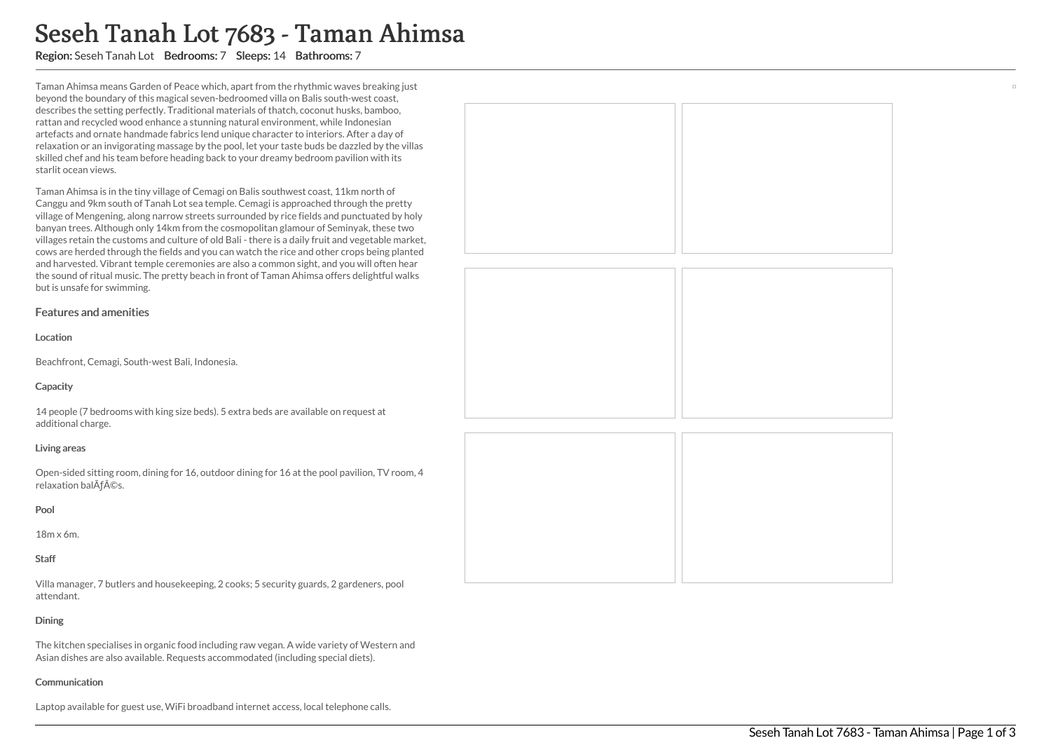# Seseh Tanah Lot 7683 - Taman Ahimsa

**Region:** Seseh Tanah Lot **Bedrooms:** 7 **Sleeps:** 14 **Bathrooms:** 7

Taman Ahimsa means Garden of Peace which, apart from the rhythmic waves breaking just beyond the boundary of this magical seven-bedroomed villa on Balis south-west coast, describes the setting perfectly. Traditional materials of thatch, coconut husks, bamboo, rattan and recycled wood enhance a stunning natural environment, while Indonesian artefacts and ornate handmade fabrics lend unique character to interiors. After a day of relaxation or an invigorating massage by the pool, let your taste buds be dazzled by the villas skilled chef and his team before heading back to your dreamy bedroom pavilion with its starlit ocean views.

Taman Ahimsa is in the tiny village of Cemagi on Balis southwest coast, 11km north of Canggu and 9km south of Tanah Lot sea temple. Cemagi is approached through the pretty village of Mengening, along narrow streets surrounded by rice fields and punctuated by holy banyan trees. Although only 14km from the cosmopolitan glamour of Seminyak, these two villages retain the customs and culture of old Bali - there is a daily fruit and vegetable market, cows are herded through the fields and you can watch the rice and other crops being planted and harvested. Vibrant temple ceremonies are also a common sight, and you will often hear the sound of ritual music. The pretty beach in front of Taman Ahimsa offers delightful walks but is unsafe for swimming.

## Features and amenities

### Location

Beachfront, Cemagi, South-west Bali, Indonesia.

### Capacity

14 people (7 bedrooms with king size beds). 5 extra beds are available on request at additional charge.

### Living areas

Open-sided sitting room, dining for 16, outdoor dining for 16 at the pool pavilion, TV room, 4 relaxation balÃƒÂ©s.

### Pool

18m x 6m.

### Staff

Villa manager, 7 butlers and housekeeping, 2 cooks; 5 security guards, 2 gardeners, pool attendant.

### Dining

The kitchen specialises in organic food including raw vegan. A wide variety of Western and Asian dishes are also available. Requests accommodated (including special diets).

### Communication

Laptop available for guest use, WiFi broadband internet access, local telephone calls.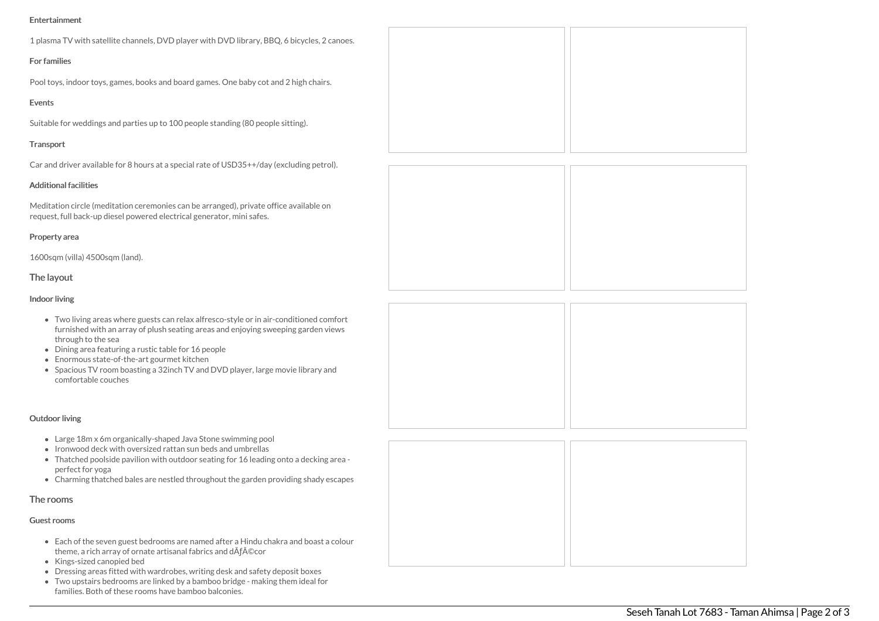#### Entertainment

1 plasma TV with satellite channels, DVD player with DVD library, BBQ, 6 bicycles, 2 canoes.

#### For families

Pool toys, indoor toys, games, books and board games. One baby cot and 2 high chairs.

#### Events

Suitable for weddings and parties up to 100 people standing (80 people sitting).

#### Transport

Car and driver available for 8 hours at a special rate of USD35++/day (excluding petrol).

#### Additional facilities

Meditation circle (meditation ceremonies can be arranged), private office available on request, full back-up diesel powered electrical generator, mini safes.

#### Property area

1600sqm (villa) 4500sqm (land).

## The layout

#### Indoor living

- Two living areas where guests can relax alfresco-style or in air-conditioned comfort furnished with an array of plush seating areas and enjoying sweeping garden views through to the sea
- Dining area featuring a rustic table for 16 people
- Enormous state-of-the-art gourmet kitchen
- Spacious TV room boasting a 32inch TV and DVD player, large movie library and comfortable couches

#### Outdoor living

- Large 18m x 6m organically-shaped Java Stone swimming pool
- Ironwood deck with oversized rattan sun beds and umbrellas
- Thatched poolside pavilion with outdoor seating for 16 leading onto a decking area - perfect for yoga
- Charming thatched bales are nestled throughout the garden providing shady escapes

## The rooms

#### Guest rooms

- Each of the seven guest bedrooms are named after a Hindu chakra and boast a colour theme, a rich array of ornate artisanal fabrics and dÃƒÂ©cor
- Kings-sized canopied bed
- Dressing areas fitted with wardrobes, writing desk and safety deposit boxes
- Two upstairs bedrooms are linked by a bamboo bridge - making them ideal for families. Both of these rooms have bamboo balconies.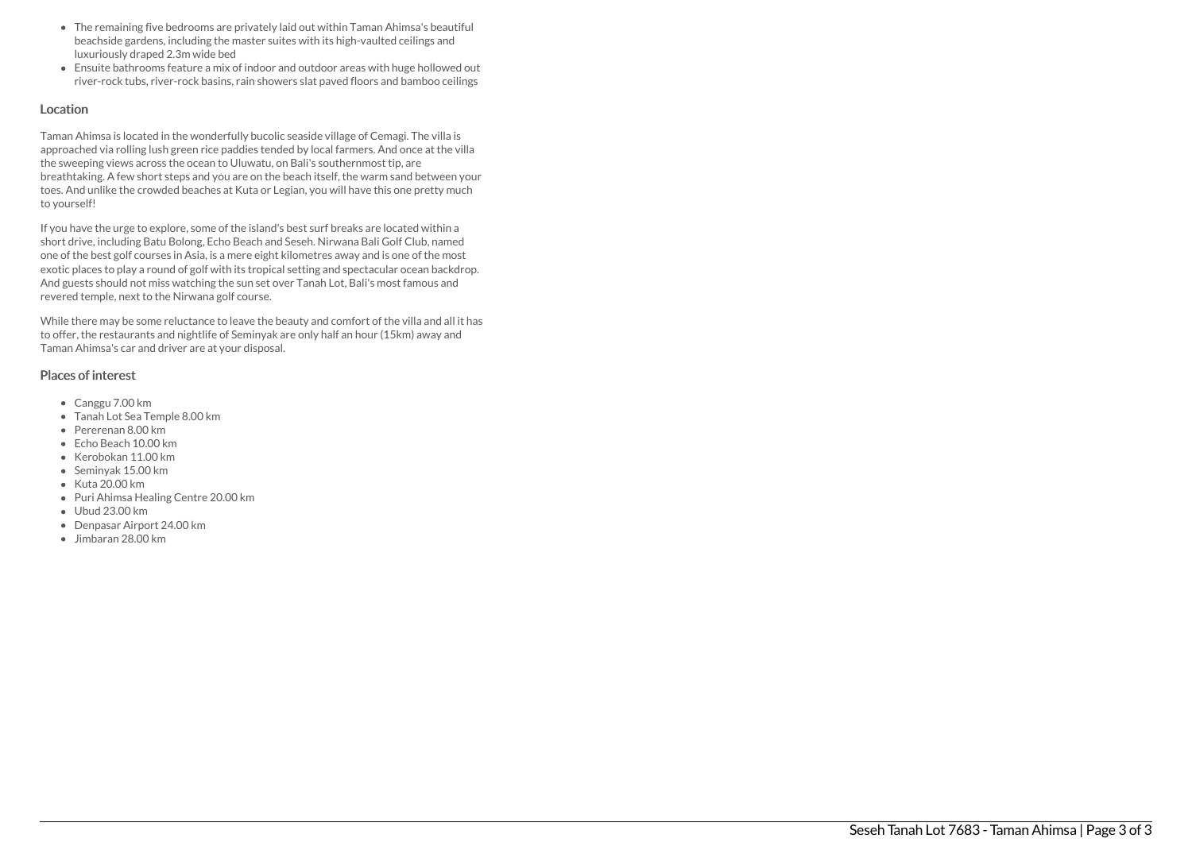- The remaining five bedrooms are privately laid out within Taman Ahimsa's beautiful beachside gardens, including the master suites with its high-vaulted ceilings and luxuriously draped 2.3m wide bed
- Ensuite bathrooms feature a mix of indoor and outdoor areas with huge hollowed out river-rock tubs, river-rock basins, rain showers slat paved floors and bamboo ceilings

## Location

Taman Ahimsa is located in the wonderfully bucolic seaside village of Cemagi. The villa is approached via rolling lush green rice paddies tended by local farmers. And once at the villa the sweeping views across the ocean to Uluwatu, on Bali's southernmost tip, are breathtaking. A few short steps and you are on the beach itself, the warm sand between your toes. And unlike the crowded beaches at Kuta or Legian, you will have this one pretty much to yourself!

If you have the urge to explore, some of the island's best surf breaks are located within a short drive, including Batu Bolong, Echo Beach and Seseh. Nirwana Bali Golf Club, named one of the best golf courses in Asia, is a mere eight kilometres away and is one of the most exotic places to play a round of golf with its tropical setting and spectacular ocean backdrop. And guests should not miss watching the sun set over Tanah Lot, Bali's most famous and revered temple, next to the Nirwana golf course.

While there may be some reluctance to leave the beauty and comfort of the villa and all it has to offer, the restaurants and nightlife of Seminyak are only half an hour (15km) away and Taman Ahimsa's car and driver are at your disposal.

## Places of interest

- Canggu 7.00 km
- Tanah Lot Sea Temple 8.00 km
- Pererenan 8.00 km
- Echo Beach 10.00 km
- Kerobokan 11.00 km
- Seminyak 15.00 km
- Kuta 20.00 km
- Puri Ahimsa Healing Centre 20.00 km
- Ubud 23.00 km
- Denpasar Airport 24.00 km
- Jimbaran 28.00 km